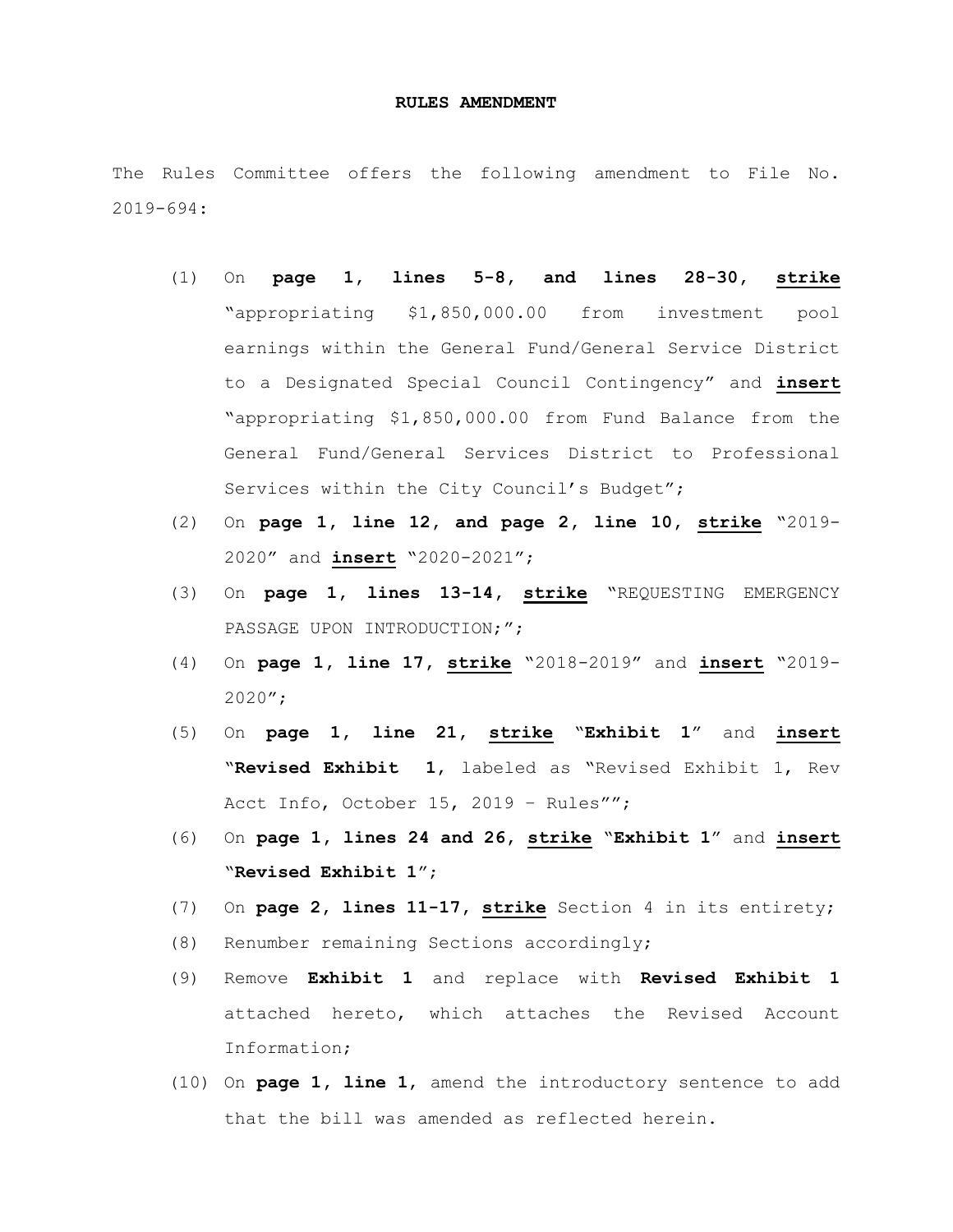**RULES AMENDMENT**

The Rules Committee offers the following amendment to File No. 2019-694:

(1) On **page 1, lines 5-8, and lines 28-30, <u>strike</u>** "appropriating $1,850,000.00 from investment pool earnings within the General Fund/General Service District to a Designated Special Council Contingency" and **<u>insert</u>** "appropriating $1,850,000.00 from Fund Balance from the General Fund/General Services District to Professional Services within the City Council's Budget";

(2) On **page 1, line 12, and page 2, line 10, <u>strike</u>** "2019-2020" and **<u>insert</u>** "2020-2021";

(3) On **page 1, lines 13-14, <u>strike</u>** "REQUESTING EMERGENCY PASSAGE UPON INTRODUCTION;";

(4) On **page 1, line 17, <u>strike</u>** "2018-2019" and **<u>insert</u>** "2019-2020";

(5) On **page 1, line 21, <u>strike</u>** "**Exhibit 1**" and **<u>insert</u>** "**Revised Exhibit 1**, labeled as "Revised Exhibit 1, Rev Acct Info, October 15, 2019 – Rules"";

(6) On **page 1, lines 24 and 26, <u>strike</u>** "**Exhibit 1**" and **<u>insert</u>** "**Revised Exhibit 1**";

(7) On **page 2, lines 11-17, <u>strike</u>** Section 4 in its entirety;

(8) Renumber remaining Sections accordingly;

(9) Remove **Exhibit 1** and replace with **Revised Exhibit 1** attached hereto, which attaches the Revised Account Information;

(10) On **page 1, line 1**, amend the introductory sentence to add that the bill was amended as reflected herein.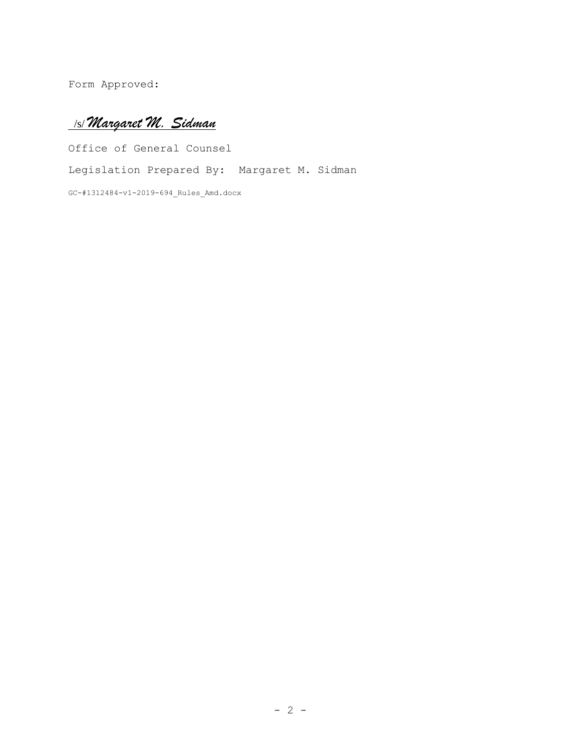Form Approved:

/s/ *Margaret M. Sidman*

Office of General Counsel

Legislation Prepared By: Margaret M. Sidman

GC-#1312484-v1-2019-694_Rules_Amd.docx